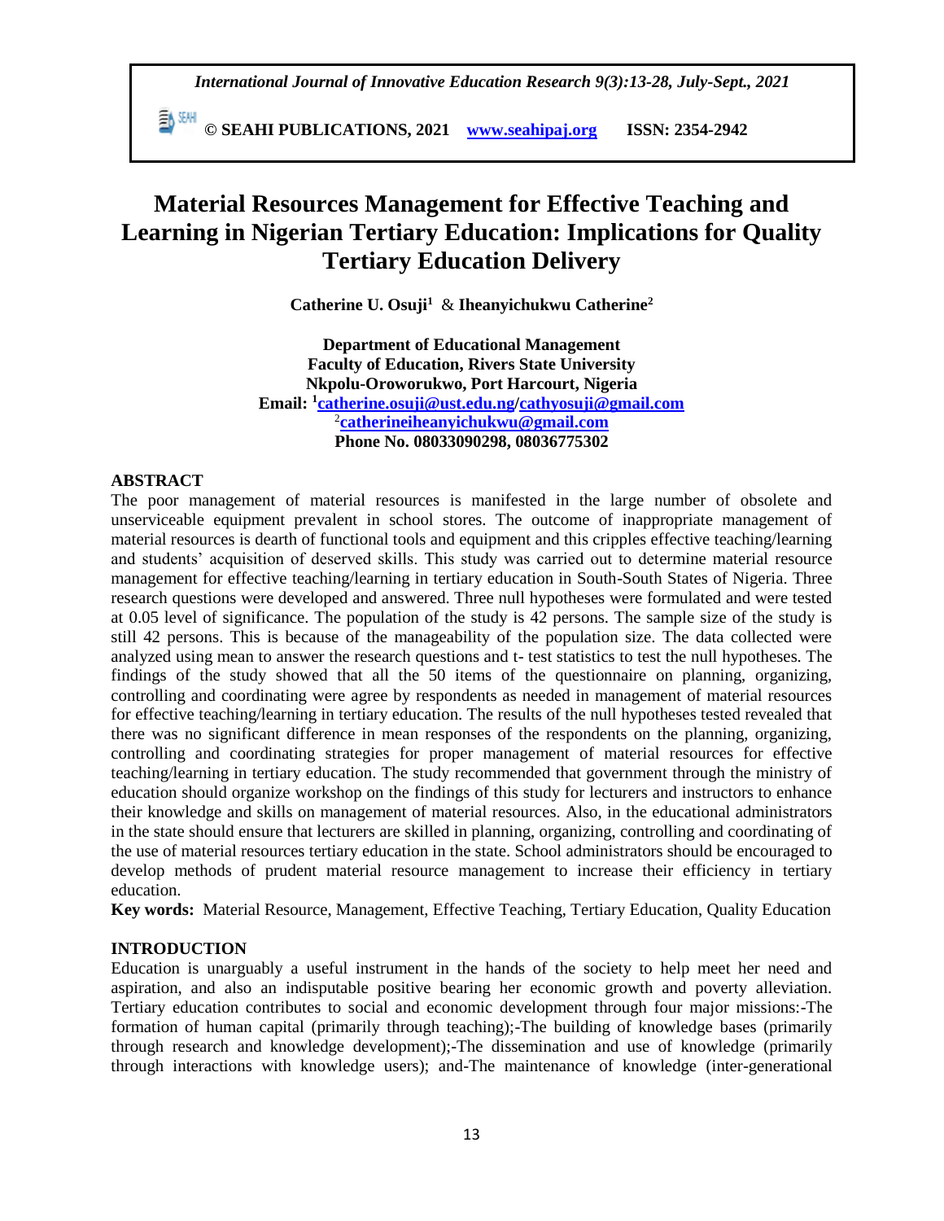# Material Resources Management for Effective Teaching and Learning in Nigerian Tertiary Education: Implications for Quality Tertiary Education Delivery

**Catherine U. Osuji[1] & Iheanyichukwu Catherine[2]**

**Department of Educational Management**
**Faculty of Education, Rivers State University**
**Nkpolu-Oroworukwo, Port Harcourt, Nigeria**
**Email: [1]catherine.osuji@ust.edu.ng/cathyosuji@gmail.com**
**[2]catherineiheanyichukwu@gmail.com**
**Phone No. 08033090298, 08036775302**

## ABSTRACT

The poor management of material resources is manifested in the large number of obsolete and unserviceable equipment prevalent in school stores. The outcome of inappropriate management of material resources is dearth of functional tools and equipment and this cripples effective teaching/learning and students' acquisition of deserved skills. This study was carried out to determine material resource management for effective teaching/learning in tertiary education in South-South States of Nigeria. Three research questions were developed and answered. Three null hypotheses were formulated and were tested at 0.05 level of significance. The population of the study is 42 persons. The sample size of the study is still 42 persons. This is because of the manageability of the population size. The data collected were analyzed using mean to answer the research questions and t- test statistics to test the null hypotheses. The findings of the study showed that all the 50 items of the questionnaire on planning, organizing, controlling and coordinating were agree by respondents as needed in management of material resources for effective teaching/learning in tertiary education. The results of the null hypotheses tested revealed that there was no significant difference in mean responses of the respondents on the planning, organizing, controlling and coordinating strategies for proper management of material resources for effective teaching/learning in tertiary education. The study recommended that government through the ministry of education should organize workshop on the findings of this study for lecturers and instructors to enhance their knowledge and skills on management of material resources. Also, in the educational administrators in the state should ensure that lecturers are skilled in planning, organizing, controlling and coordinating of the use of material resources tertiary education in the state. School administrators should be encouraged to develop methods of prudent material resource management to increase their efficiency in tertiary education.

**Key words:** Material Resource, Management, Effective Teaching, Tertiary Education, Quality Education

## INTRODUCTION

Education is unarguably a useful instrument in the hands of the society to help meet her need and aspiration, and also an indisputable positive bearing her economic growth and poverty alleviation. Tertiary education contributes to social and economic development through four major missions:-The formation of human capital (primarily through teaching);-The building of knowledge bases (primarily through research and knowledge development);-The dissemination and use of knowledge (primarily through interactions with knowledge users); and-The maintenance of knowledge (inter-generational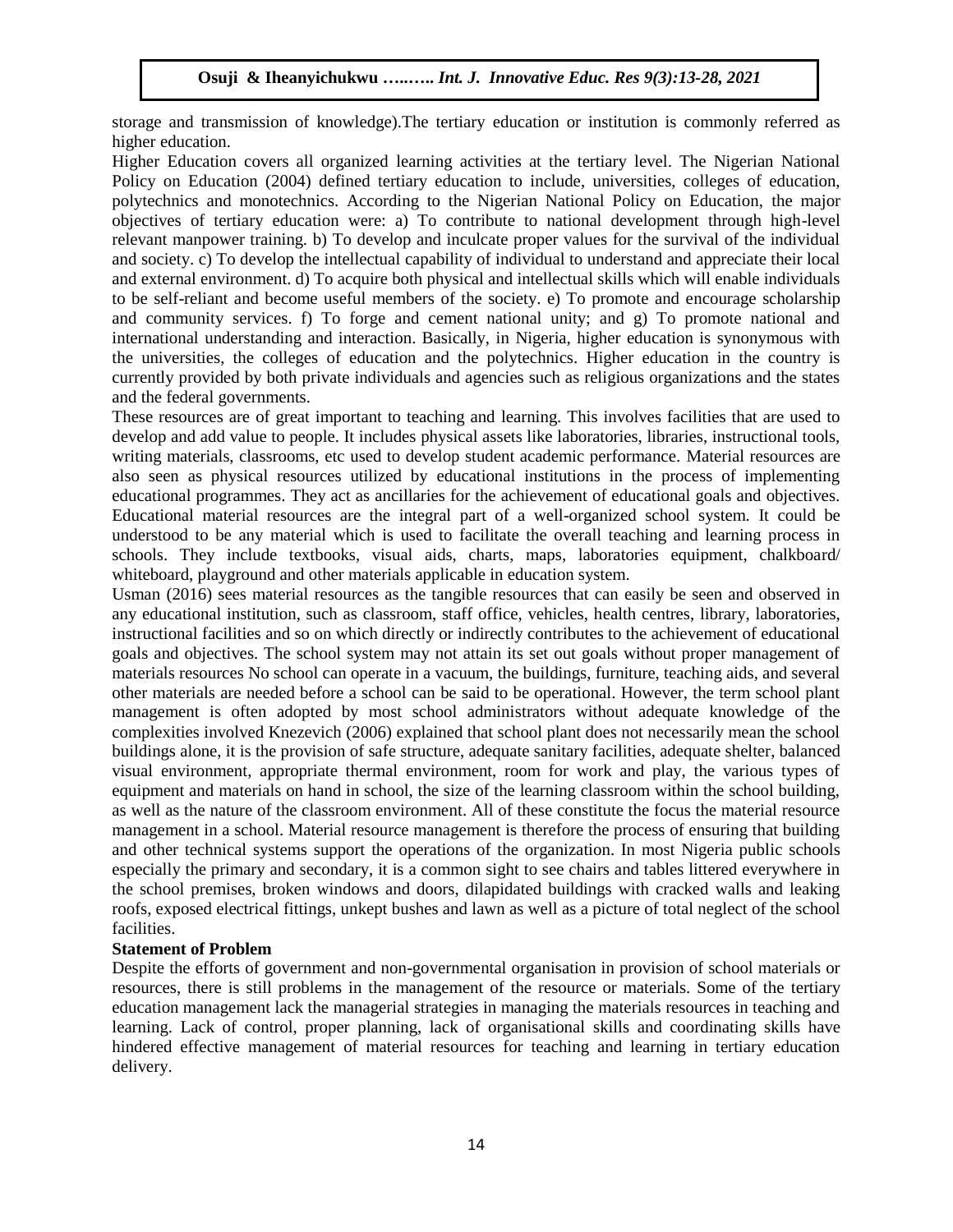storage and transmission of knowledge).The tertiary education or institution is commonly referred as higher education.

Higher Education covers all organized learning activities at the tertiary level. The Nigerian National Policy on Education (2004) defined tertiary education to include, universities, colleges of education, polytechnics and monotechnics. According to the Nigerian National Policy on Education, the major objectives of tertiary education were: a) To contribute to national development through high-level relevant manpower training. b) To develop and inculcate proper values for the survival of the individual and society. c) To develop the intellectual capability of individual to understand and appreciate their local and external environment. d) To acquire both physical and intellectual skills which will enable individuals to be self-reliant and become useful members of the society. e) To promote and encourage scholarship and community services. f) To forge and cement national unity; and g) To promote national and international understanding and interaction. Basically, in Nigeria, higher education is synonymous with the universities, the colleges of education and the polytechnics. Higher education in the country is currently provided by both private individuals and agencies such as religious organizations and the states and the federal governments.

These resources are of great important to teaching and learning. This involves facilities that are used to develop and add value to people. It includes physical assets like laboratories, libraries, instructional tools, writing materials, classrooms, etc used to develop student academic performance. Material resources are also seen as physical resources utilized by educational institutions in the process of implementing educational programmes. They act as ancillaries for the achievement of educational goals and objectives. Educational material resources are the integral part of a well-organized school system. It could be understood to be any material which is used to facilitate the overall teaching and learning process in schools. They include textbooks, visual aids, charts, maps, laboratories equipment, chalkboard/ whiteboard, playground and other materials applicable in education system.

Usman (2016) sees material resources as the tangible resources that can easily be seen and observed in any educational institution, such as classroom, staff office, vehicles, health centres, library, laboratories, instructional facilities and so on which directly or indirectly contributes to the achievement of educational goals and objectives. The school system may not attain its set out goals without proper management of materials resources No school can operate in a vacuum, the buildings, furniture, teaching aids, and several other materials are needed before a school can be said to be operational. However, the term school plant management is often adopted by most school administrators without adequate knowledge of the complexities involved Knezevich (2006) explained that school plant does not necessarily mean the school buildings alone, it is the provision of safe structure, adequate sanitary facilities, adequate shelter, balanced visual environment, appropriate thermal environment, room for work and play, the various types of equipment and materials on hand in school, the size of the learning classroom within the school building, as well as the nature of the classroom environment. All of these constitute the focus the material resource management in a school. Material resource management is therefore the process of ensuring that building and other technical systems support the operations of the organization. In most Nigeria public schools especially the primary and secondary, it is a common sight to see chairs and tables littered everywhere in the school premises, broken windows and doors, dilapidated buildings with cracked walls and leaking roofs, exposed electrical fittings, unkept bushes and lawn as well as a picture of total neglect of the school facilities.

**Statement of Problem**

Despite the efforts of government and non-governmental organisation in provision of school materials or resources, there is still problems in the management of the resource or materials. Some of the tertiary education management lack the managerial strategies in managing the materials resources in teaching and learning. Lack of control, proper planning, lack of organisational skills and coordinating skills have hindered effective management of material resources for teaching and learning in tertiary education delivery.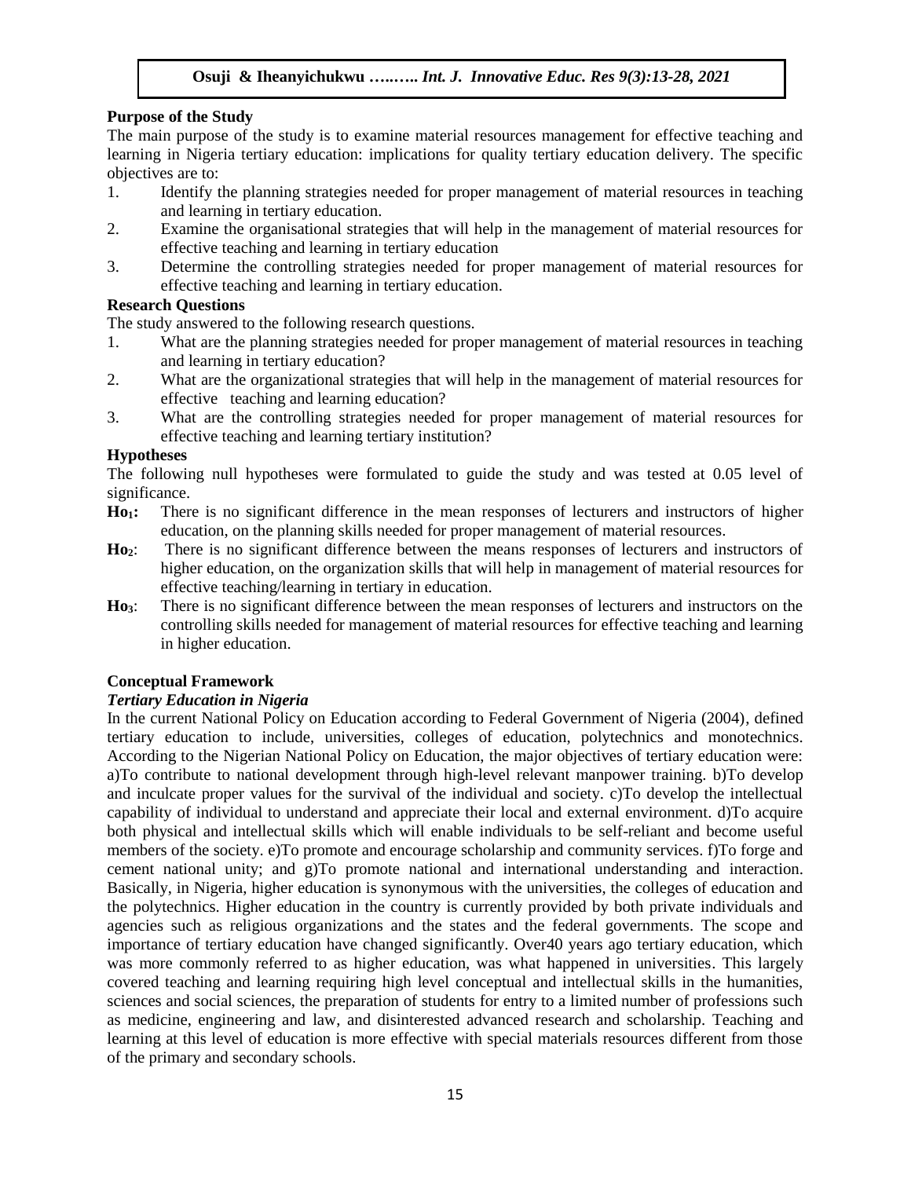### Purpose of the Study

The main purpose of the study is to examine material resources management for effective teaching and learning in Nigeria tertiary education: implications for quality tertiary education delivery. The specific objectives are to:

1. Identify the planning strategies needed for proper management of material resources in teaching and learning in tertiary education.
2. Examine the organisational strategies that will help in the management of material resources for effective teaching and learning in tertiary education
3. Determine the controlling strategies needed for proper management of material resources for effective teaching and learning in tertiary education.

### Research Questions

The study answered to the following research questions.

1. What are the planning strategies needed for proper management of material resources in teaching and learning in tertiary education?
2. What are the organizational strategies that will help in the management of material resources for effective teaching and learning education?
3. What are the controlling strategies needed for proper management of material resources for effective teaching and learning tertiary institution?

### Hypotheses

The following null hypotheses were formulated to guide the study and was tested at 0.05 level of significance.

**$Ho_1$:** There is no significant difference in the mean responses of lecturers and instructors of higher education, on the planning skills needed for proper management of material resources.

**$Ho_2$:** There is no significant difference between the means responses of lecturers and instructors of higher education, on the organization skills that will help in management of material resources for effective teaching/learning in tertiary in education.

**$Ho_3$:** There is no significant difference between the mean responses of lecturers and instructors on the controlling skills needed for management of material resources for effective teaching and learning in higher education.

### Conceptual Framework

#### *Tertiary Education in Nigeria*

In the current National Policy on Education according to Federal Government of Nigeria (2004), defined tertiary education to include, universities, colleges of education, polytechnics and monotechnics. According to the Nigerian National Policy on Education, the major objectives of tertiary education were: a)To contribute to national development through high-level relevant manpower training. b)To develop and inculcate proper values for the survival of the individual and society. c)To develop the intellectual capability of individual to understand and appreciate their local and external environment. d)To acquire both physical and intellectual skills which will enable individuals to be self-reliant and become useful members of the society. e)To promote and encourage scholarship and community services. f)To forge and cement national unity; and g)To promote national and international understanding and interaction. Basically, in Nigeria, higher education is synonymous with the universities, the colleges of education and the polytechnics. Higher education in the country is currently provided by both private individuals and agencies such as religious organizations and the states and the federal governments. The scope and importance of tertiary education have changed significantly. Over40 years ago tertiary education, which was more commonly referred to as higher education, was what happened in universities. This largely covered teaching and learning requiring high level conceptual and intellectual skills in the humanities, sciences and social sciences, the preparation of students for entry to a limited number of professions such as medicine, engineering and law, and disinterested advanced research and scholarship. Teaching and learning at this level of education is more effective with special materials resources different from those of the primary and secondary schools.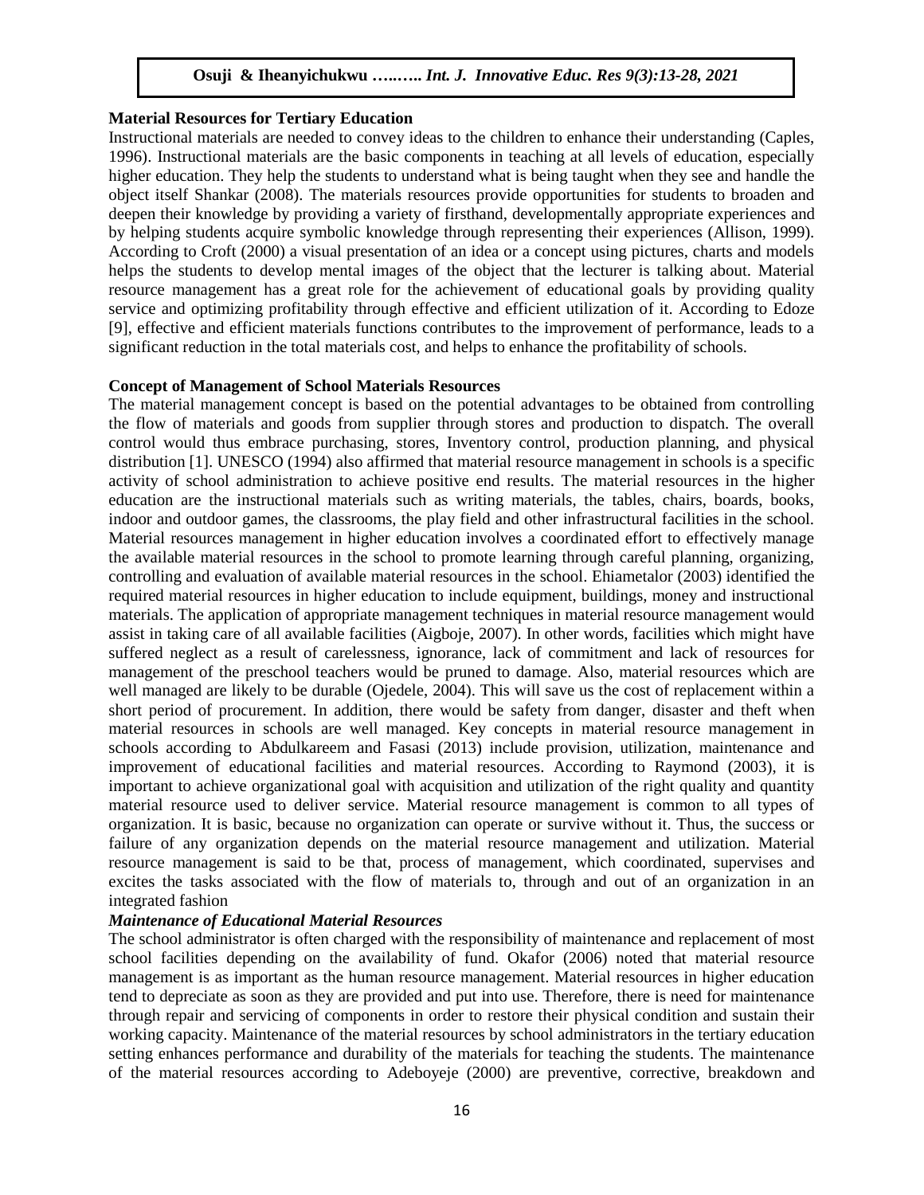**Material Resources for Tertiary Education**

Instructional materials are needed to convey ideas to the children to enhance their understanding (Caples, 1996). Instructional materials are the basic components in teaching at all levels of education, especially higher education. They help the students to understand what is being taught when they see and handle the object itself Shankar (2008). The materials resources provide opportunities for students to broaden and deepen their knowledge by providing a variety of firsthand, developmentally appropriate experiences and by helping students acquire symbolic knowledge through representing their experiences (Allison, 1999). According to Croft (2000) a visual presentation of an idea or a concept using pictures, charts and models helps the students to develop mental images of the object that the lecturer is talking about. Material resource management has a great role for the achievement of educational goals by providing quality service and optimizing profitability through effective and efficient utilization of it. According to Edoze [9], effective and efficient materials functions contributes to the improvement of performance, leads to a significant reduction in the total materials cost, and helps to enhance the profitability of schools.

**Concept of Management of School Materials Resources**

The material management concept is based on the potential advantages to be obtained from controlling the flow of materials and goods from supplier through stores and production to dispatch. The overall control would thus embrace purchasing, stores, Inventory control, production planning, and physical distribution [1]. UNESCO (1994) also affirmed that material resource management in schools is a specific activity of school administration to achieve positive end results. The material resources in the higher education are the instructional materials such as writing materials, the tables, chairs, boards, books, indoor and outdoor games, the classrooms, the play field and other infrastructural facilities in the school. Material resources management in higher education involves a coordinated effort to effectively manage the available material resources in the school to promote learning through careful planning, organizing, controlling and evaluation of available material resources in the school. Ehiametalor (2003) identified the required material resources in higher education to include equipment, buildings, money and instructional materials. The application of appropriate management techniques in material resource management would assist in taking care of all available facilities (Aigboje, 2007). In other words, facilities which might have suffered neglect as a result of carelessness, ignorance, lack of commitment and lack of resources for management of the preschool teachers would be pruned to damage. Also, material resources which are well managed are likely to be durable (Ojedele, 2004). This will save us the cost of replacement within a short period of procurement. In addition, there would be safety from danger, disaster and theft when material resources in schools are well managed. Key concepts in material resource management in schools according to Abdulkareem and Fasasi (2013) include provision, utilization, maintenance and improvement of educational facilities and material resources. According to Raymond (2003), it is important to achieve organizational goal with acquisition and utilization of the right quality and quantity material resource used to deliver service. Material resource management is common to all types of organization. It is basic, because no organization can operate or survive without it. Thus, the success or failure of any organization depends on the material resource management and utilization. Material resource management is said to be that, process of management, which coordinated, supervises and excites the tasks associated with the flow of materials to, through and out of an organization in an integrated fashion

***Maintenance of Educational Material Resources***

The school administrator is often charged with the responsibility of maintenance and replacement of most school facilities depending on the availability of fund. Okafor (2006) noted that material resource management is as important as the human resource management. Material resources in higher education tend to depreciate as soon as they are provided and put into use. Therefore, there is need for maintenance through repair and servicing of components in order to restore their physical condition and sustain their working capacity. Maintenance of the material resources by school administrators in the tertiary education setting enhances performance and durability of the materials for teaching the students. The maintenance of the material resources according to Adeboyeje (2000) are preventive, corrective, breakdown and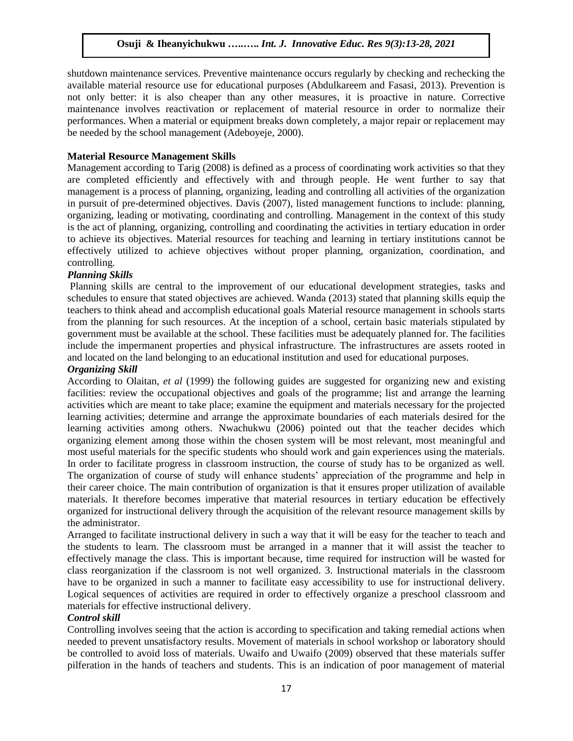shutdown maintenance services. Preventive maintenance occurs regularly by checking and rechecking the available material resource use for educational purposes (Abdulkareem and Fasasi, 2013). Prevention is not only better: it is also cheaper than any other measures, it is proactive in nature. Corrective maintenance involves reactivation or replacement of material resource in order to normalize their performances. When a material or equipment breaks down completely, a major repair or replacement may be needed by the school management (Adeboyeje, 2000).

**Material Resource Management Skills**

Management according to Tarig (2008) is defined as a process of coordinating work activities so that they are completed efficiently and effectively with and through people. He went further to say that management is a process of planning, organizing, leading and controlling all activities of the organization in pursuit of pre-determined objectives. Davis (2007), listed management functions to include: planning, organizing, leading or motivating, coordinating and controlling. Management in the context of this study is the act of planning, organizing, controlling and coordinating the activities in tertiary education in order to achieve its objectives. Material resources for teaching and learning in tertiary institutions cannot be effectively utilized to achieve objectives without proper planning, organization, coordination, and controlling.

***Planning Skills***

Planning skills are central to the improvement of our educational development strategies, tasks and schedules to ensure that stated objectives are achieved. Wanda (2013) stated that planning skills equip the teachers to think ahead and accomplish educational goals Material resource management in schools starts from the planning for such resources. At the inception of a school, certain basic materials stipulated by government must be available at the school. These facilities must be adequately planned for. The facilities include the impermanent properties and physical infrastructure. The infrastructures are assets rooted in and located on the land belonging to an educational institution and used for educational purposes.

***Organizing Skill***

According to Olaitan, *et al* (1999) the following guides are suggested for organizing new and existing facilities: review the occupational objectives and goals of the programme; list and arrange the learning activities which are meant to take place; examine the equipment and materials necessary for the projected learning activities; determine and arrange the approximate boundaries of each materials desired for the learning activities among others. Nwachukwu (2006) pointed out that the teacher decides which organizing element among those within the chosen system will be most relevant, most meaningful and most useful materials for the specific students who should work and gain experiences using the materials. In order to facilitate progress in classroom instruction, the course of study has to be organized as well. The organization of course of study will enhance students' appreciation of the programme and help in their career choice. The main contribution of organization is that it ensures proper utilization of available materials. It therefore becomes imperative that material resources in tertiary education be effectively organized for instructional delivery through the acquisition of the relevant resource management skills by the administrator.

Arranged to facilitate instructional delivery in such a way that it will be easy for the teacher to teach and the students to learn. The classroom must be arranged in a manner that it will assist the teacher to effectively manage the class. This is important because, time required for instruction will be wasted for class reorganization if the classroom is not well organized. 3. Instructional materials in the classroom have to be organized in such a manner to facilitate easy accessibility to use for instructional delivery. Logical sequences of activities are required in order to effectively organize a preschool classroom and materials for effective instructional delivery.

***Control skill***

Controlling involves seeing that the action is according to specification and taking remedial actions when needed to prevent unsatisfactory results. Movement of materials in school workshop or laboratory should be controlled to avoid loss of materials. Uwaifo and Uwaifo (2009) observed that these materials suffer pilferation in the hands of teachers and students. This is an indication of poor management of material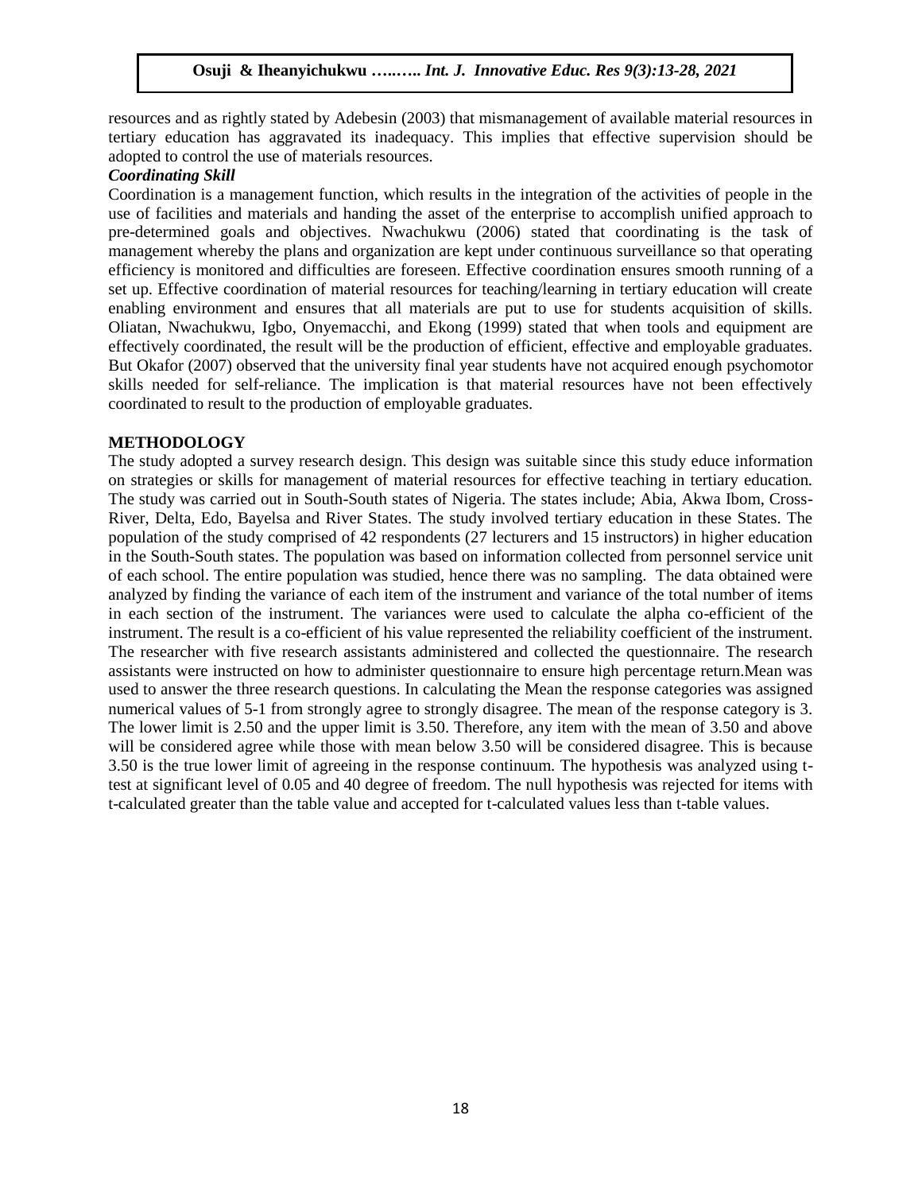resources and as rightly stated by Adebesin (2003) that mismanagement of available material resources in tertiary education has aggravated its inadequacy. This implies that effective supervision should be adopted to control the use of materials resources.

***Coordinating Skill***

Coordination is a management function, which results in the integration of the activities of people in the use of facilities and materials and handing the asset of the enterprise to accomplish unified approach to pre-determined goals and objectives. Nwachukwu (2006) stated that coordinating is the task of management whereby the plans and organization are kept under continuous surveillance so that operating efficiency is monitored and difficulties are foreseen. Effective coordination ensures smooth running of a set up. Effective coordination of material resources for teaching/learning in tertiary education will create enabling environment and ensures that all materials are put to use for students acquisition of skills. Oliatan, Nwachukwu, Igbo, Onyemacchi, and Ekong (1999) stated that when tools and equipment are effectively coordinated, the result will be the production of efficient, effective and employable graduates. But Okafor (2007) observed that the university final year students have not acquired enough psychomotor skills needed for self-reliance. The implication is that material resources have not been effectively coordinated to result to the production of employable graduates.

## METHODOLOGY

The study adopted a survey research design. This design was suitable since this study educe information on strategies or skills for management of material resources for effective teaching in tertiary education. The study was carried out in South-South states of Nigeria. The states include; Abia, Akwa Ibom, Cross-River, Delta, Edo, Bayelsa and River States. The study involved tertiary education in these States. The population of the study comprised of 42 respondents (27 lecturers and 15 instructors) in higher education in the South-South states. The population was based on information collected from personnel service unit of each school. The entire population was studied, hence there was no sampling. The data obtained were analyzed by finding the variance of each item of the instrument and variance of the total number of items in each section of the instrument. The variances were used to calculate the alpha co-efficient of the instrument. The result is a co-efficient of his value represented the reliability coefficient of the instrument. The researcher with five research assistants administered and collected the questionnaire. The research assistants were instructed on how to administer questionnaire to ensure high percentage return.Mean was used to answer the three research questions. In calculating the Mean the response categories was assigned numerical values of 5-1 from strongly agree to strongly disagree. The mean of the response category is 3. The lower limit is 2.50 and the upper limit is 3.50. Therefore, any item with the mean of 3.50 and above will be considered agree while those with mean below 3.50 will be considered disagree. This is because 3.50 is the true lower limit of agreeing in the response continuum. The hypothesis was analyzed using t-test at significant level of 0.05 and 40 degree of freedom. The null hypothesis was rejected for items with t-calculated greater than the table value and accepted for t-calculated values less than t-table values.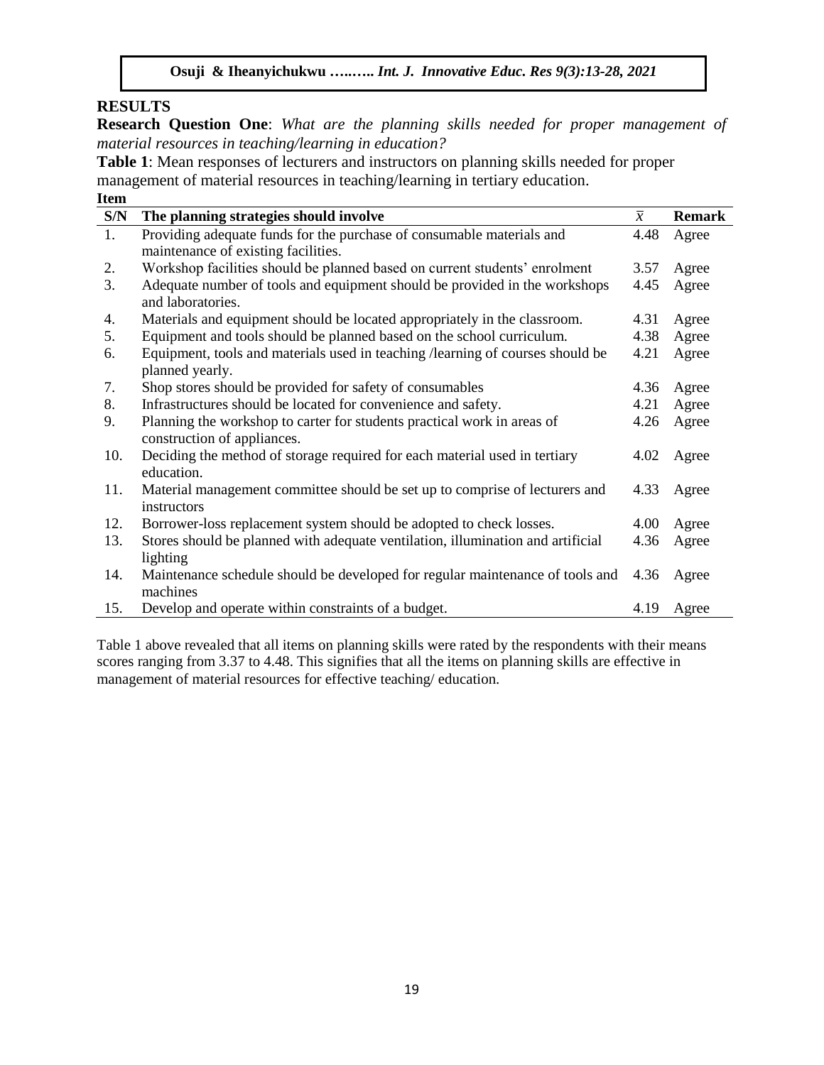## RESULTS

**Research Question One**: *What are the planning skills needed for proper management of material resources in teaching/learning in education?*

**Table 1**: Mean responses of lecturers and instructors on planning skills needed for proper management of material resources in teaching/learning in tertiary education.

| Item S/N | The planning strategies should involve | $\bar{x}$ | Remark |
|---|---|---|---|
| 1. | Providing adequate funds for the purchase of consumable materials and maintenance of existing facilities. | 4.48 | Agree |
| 2. | Workshop facilities should be planned based on current students' enrolment | 3.57 | Agree |
| 3. | Adequate number of tools and equipment should be provided in the workshops and laboratories. | 4.45 | Agree |
| 4. | Materials and equipment should be located appropriately in the classroom. | 4.31 | Agree |
| 5. | Equipment and tools should be planned based on the school curriculum. | 4.38 | Agree |
| 6. | Equipment, tools and materials used in teaching /learning of courses should be planned yearly. | 4.21 | Agree |
| 7. | Shop stores should be provided for safety of consumables | 4.36 | Agree |
| 8. | Infrastructures should be located for convenience and safety. | 4.21 | Agree |
| 9. | Planning the workshop to carter for students practical work in areas of construction of appliances. | 4.26 | Agree |
| 10. | Deciding the method of storage required for each material used in tertiary education. | 4.02 | Agree |
| 11. | Material management committee should be set up to comprise of lecturers and instructors | 4.33 | Agree |
| 12. | Borrower-loss replacement system should be adopted to check losses. | 4.00 | Agree |
| 13. | Stores should be planned with adequate ventilation, illumination and artificial lighting | 4.36 | Agree |
| 14. | Maintenance schedule should be developed for regular maintenance of tools and machines | 4.36 | Agree |
| 15. | Develop and operate within constraints of a budget. | 4.19 | Agree |

Table 1 above revealed that all items on planning skills were rated by the respondents with their means scores ranging from 3.37 to 4.48. This signifies that all the items on planning skills are effective in management of material resources for effective teaching/ education.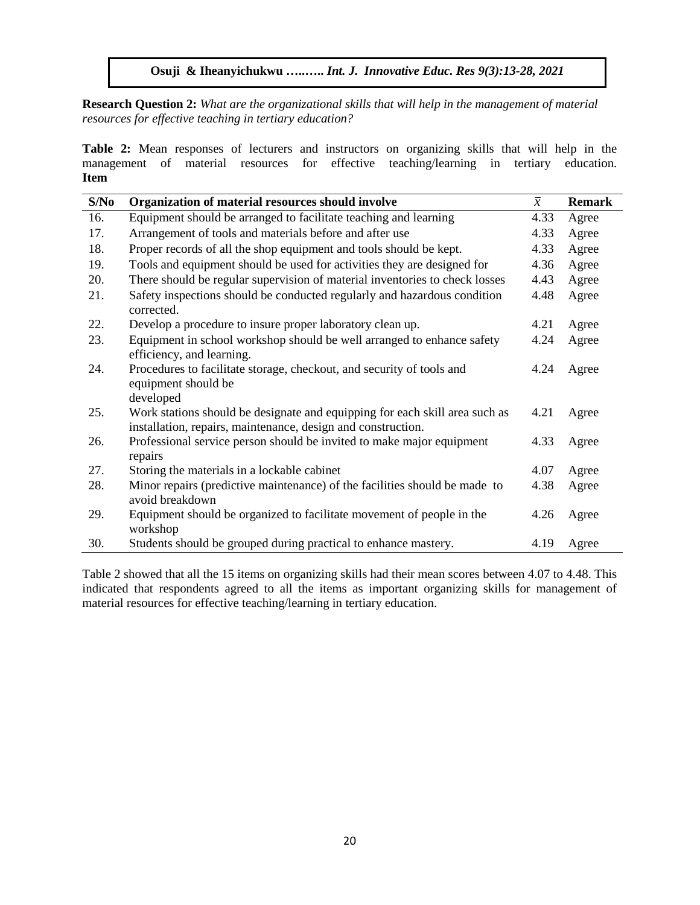**Research Question 2:** *What are the organizational skills that will help in the management of material resources for effective teaching in tertiary education?*

**Table 2:** Mean responses of lecturers and instructors on organizing skills that will help in the management of material resources for effective teaching/learning in tertiary education. **Item**

| S/No | Organization of material resources should involve | $\bar{x}$ | Remark |
|---|---|---|---|
| 16. | Equipment should be arranged to facilitate teaching and learning | 4.33 | Agree |
| 17. | Arrangement of tools and materials before and after use | 4.33 | Agree |
| 18. | Proper records of all the shop equipment and tools should be kept. | 4.33 | Agree |
| 19. | Tools and equipment should be used for activities they are designed for | 4.36 | Agree |
| 20. | There should be regular supervision of material inventories to check losses | 4.43 | Agree |
| 21. | Safety inspections should be conducted regularly and hazardous condition corrected. | 4.48 | Agree |
| 22. | Develop a procedure to insure proper laboratory clean up. | 4.21 | Agree |
| 23. | Equipment in school workshop should be well arranged to enhance safety efficiency, and learning. | 4.24 | Agree |
| 24. | Procedures to facilitate storage, checkout, and security of tools and equipment should be developed | 4.24 | Agree |
| 25. | Work stations should be designate and equipping for each skill area such as installation, repairs, maintenance, design and construction. | 4.21 | Agree |
| 26. | Professional service person should be invited to make major equipment repairs | 4.33 | Agree |
| 27. | Storing the materials in a lockable cabinet | 4.07 | Agree |
| 28. | Minor repairs (predictive maintenance) of the facilities should be made to avoid breakdown | 4.38 | Agree |
| 29. | Equipment should be organized to facilitate movement of people in the workshop | 4.26 | Agree |
| 30. | Students should be grouped during practical to enhance mastery. | 4.19 | Agree |

Table 2 showed that all the 15 items on organizing skills had their mean scores between 4.07 to 4.48. This indicated that respondents agreed to all the items as important organizing skills for management of material resources for effective teaching/learning in tertiary education.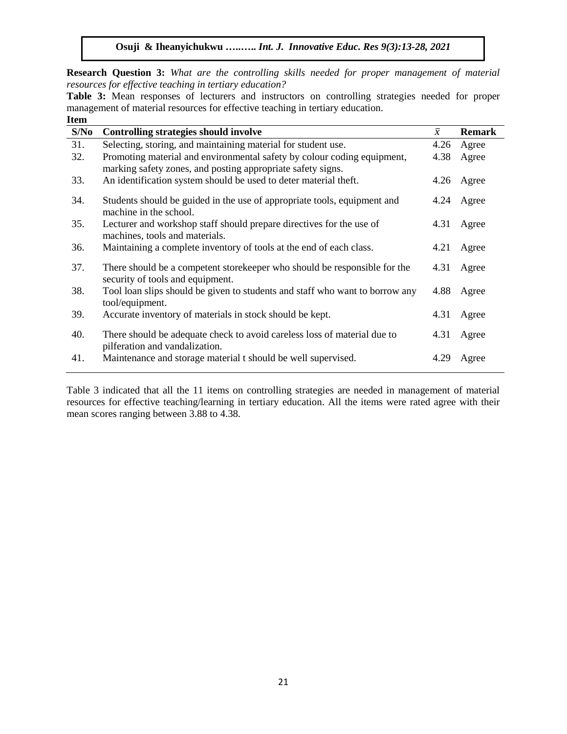**Research Question 3:** *What are the controlling skills needed for proper management of material resources for effective teaching in tertiary education?*

**Table 3:** Mean responses of lecturers and instructors on controlling strategies needed for proper management of material resources for effective teaching in tertiary education.

| Item S/No | Controlling strategies should involve | $\bar{x}$ | Remark |
|---|---|---|---|
| 31. | Selecting, storing, and maintaining material for student use. | 4.26 | Agree |
| 32. | Promoting material and environmental safety by colour coding equipment, marking safety zones, and posting appropriate safety signs. | 4.38 | Agree |
| 33. | An identification system should be used to deter material theft. | 4.26 | Agree |
| 34. | Students should be guided in the use of appropriate tools, equipment and machine in the school. | 4.24 | Agree |
| 35. | Lecturer and workshop staff should prepare directives for the use of machines, tools and materials. | 4.31 | Agree |
| 36. | Maintaining a complete inventory of tools at the end of each class. | 4.21 | Agree |
| 37. | There should be a competent storekeeper who should be responsible for the security of tools and equipment. | 4.31 | Agree |
| 38. | Tool loan slips should be given to students and staff who want to borrow any tool/equipment. | 4.88 | Agree |
| 39. | Accurate inventory of materials in stock should be kept. | 4.31 | Agree |
| 40. | There should be adequate check to avoid careless loss of material due to pilferation and vandalization. | 4.31 | Agree |
| 41. | Maintenance and storage material t should be well supervised. | 4.29 | Agree |

Table 3 indicated that all the 11 items on controlling strategies are needed in management of material resources for effective teaching/learning in tertiary education. All the items were rated agree with their mean scores ranging between 3.88 to 4.38.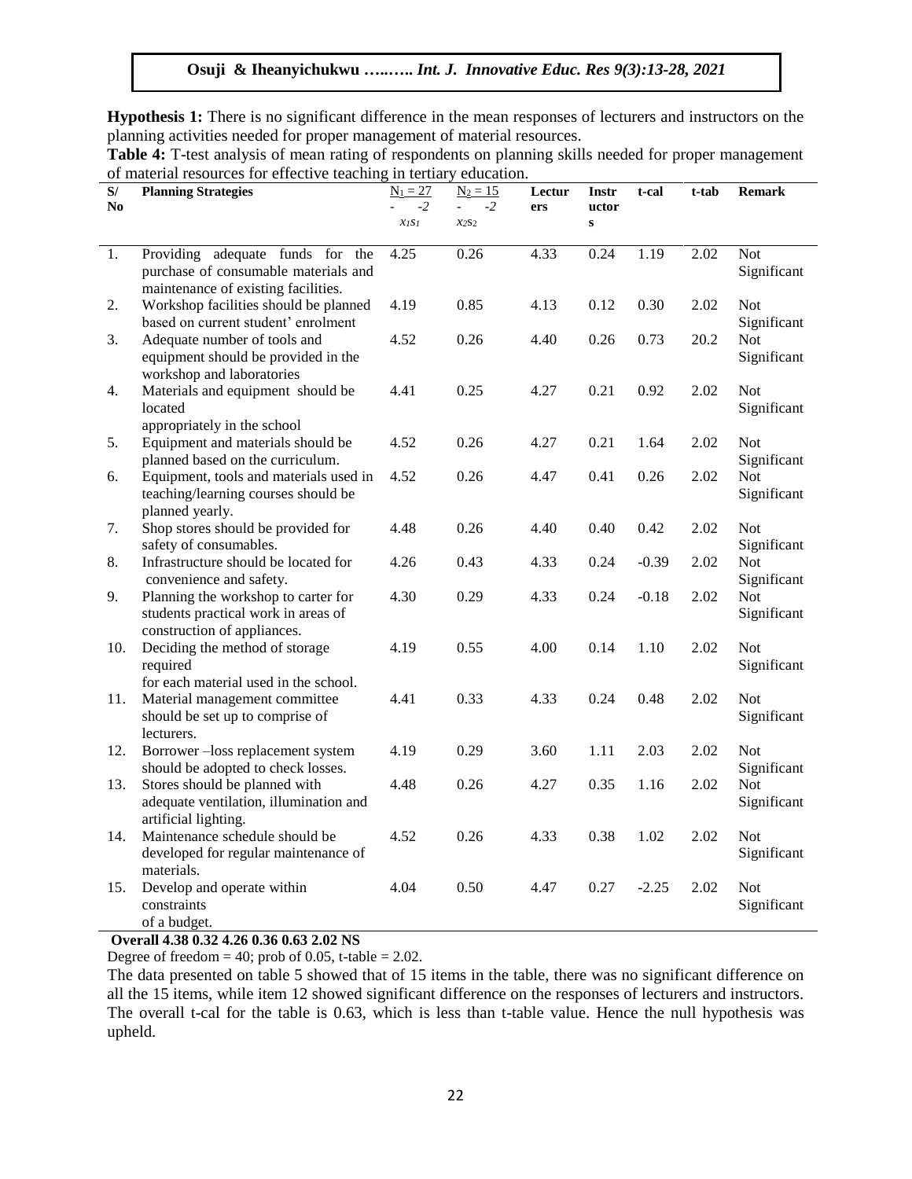**Hypothesis 1:** There is no significant difference in the mean responses of lecturers and instructors on the planning activities needed for proper management of material resources.

**Table 4:** T-test analysis of mean rating of respondents on planning skills needed for proper management of material resources for effective teaching in tertiary education.

| S/ No | Planning Strategies | $N_1 = 27$ $\bar{x}_1 s_1^2$ | $N_2 = 15$ $\bar{x}_2 s_2^2$ | Lecturers | Instructors | t-cal | t-tab | Remark |
|---|---|---|---|---|---|---|---|---|
| 1. | Providing adequate funds for the purchase of consumable materials and maintenance of existing facilities. | 4.25 | 0.26 | 4.33 | 0.24 | 1.19 | 2.02 | Not Significant |
| 2. | Workshop facilities should be planned based on current student' enrolment | 4.19 | 0.85 | 4.13 | 0.12 | 0.30 | 2.02 | Not Significant |
| 3. | Adequate number of tools and equipment should be provided in the workshop and laboratories | 4.52 | 0.26 | 4.40 | 0.26 | 0.73 | 20.2 | Not Significant |
| 4. | Materials and equipment should be located appropriately in the school | 4.41 | 0.25 | 4.27 | 0.21 | 0.92 | 2.02 | Not Significant |
| 5. | Equipment and materials should be planned based on the curriculum. | 4.52 | 0.26 | 4.27 | 0.21 | 1.64 | 2.02 | Not Significant |
| 6. | Equipment, tools and materials used in teaching/learning courses should be planned yearly. | 4.52 | 0.26 | 4.47 | 0.41 | 0.26 | 2.02 | Not Significant |
| 7. | Shop stores should be provided for safety of consumables. | 4.48 | 0.26 | 4.40 | 0.40 | 0.42 | 2.02 | Not Significant |
| 8. | Infrastructure should be located for convenience and safety. | 4.26 | 0.43 | 4.33 | 0.24 | -0.39 | 2.02 | Not Significant |
| 9. | Planning the workshop to carter for students practical work in areas of construction of appliances. | 4.30 | 0.29 | 4.33 | 0.24 | -0.18 | 2.02 | Not Significant |
| 10. | Deciding the method of storage required for each material used in the school. | 4.19 | 0.55 | 4.00 | 0.14 | 1.10 | 2.02 | Not Significant |
| 11. | Material management committee should be set up to comprise of lecturers. | 4.41 | 0.33 | 4.33 | 0.24 | 0.48 | 2.02 | Not Significant |
| 12. | Borrower –loss replacement system should be adopted to check losses. | 4.19 | 0.29 | 3.60 | 1.11 | 2.03 | 2.02 | Not Significant |
| 13. | Stores should be planned with adequate ventilation, illumination and artificial lighting. | 4.48 | 0.26 | 4.27 | 0.35 | 1.16 | 2.02 | Not Significant |
| 14. | Maintenance schedule should be developed for regular maintenance of materials. | 4.52 | 0.26 | 4.33 | 0.38 | 1.02 | 2.02 | Not Significant |
| 15. | Develop and operate within constraints of a budget. | 4.04 | 0.50 | 4.47 | 0.27 | -2.25 | 2.02 | Not Significant |
| **Overall** | | **4.38** | **0.32** | **4.26** | **0.36** | **0.63** | **2.02** | **NS** |

Degree of freedom = 40; prob of 0.05, t-table = 2.02.

The data presented on table 5 showed that of 15 items in the table, there was no significant difference on all the 15 items, while item 12 showed significant difference on the responses of lecturers and instructors. The overall t-cal for the table is 0.63, which is less than t-table value. Hence the null hypothesis was upheld.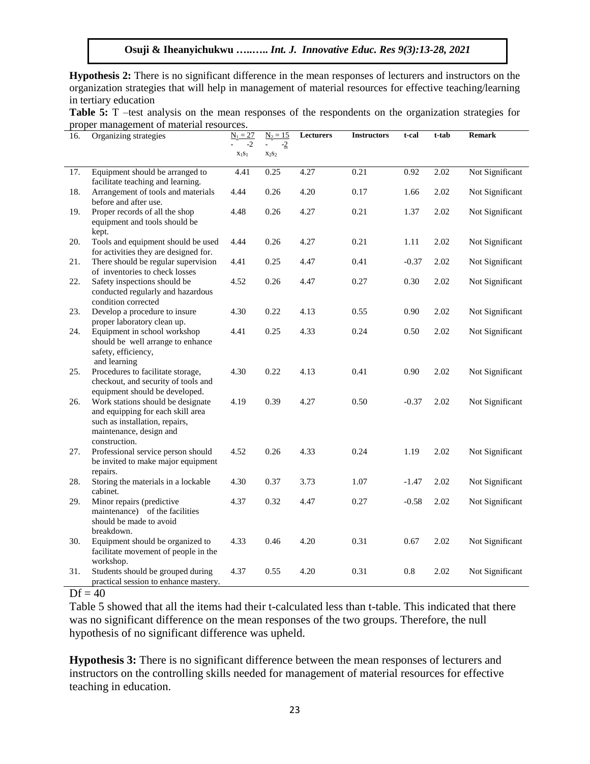**Hypothesis 2:** There is no significant difference in the mean responses of lecturers and instructors on the organization strategies that will help in management of material resources for effective teaching/learning in tertiary education

**Table 5:** T –test analysis on the mean responses of the respondents on the organization strategies for proper management of material resources.

| 16. | Organizing strategies | $N_1 = 27$ $\bar{x}_1 s_1^2$ | $N_2 = 15$ $\bar{x}_2 s_2^2$ | Lecturers | Instructors | t-cal | t-tab | Remark |
|---|---|---|---|---|---|---|---|---|
| 17. | Equipment should be arranged to facilitate teaching and learning. | 4.41 | 0.25 | 4.27 | 0.21 | 0.92 | 2.02 | Not Significant |
| 18. | Arrangement of tools and materials before and after use. | 4.44 | 0.26 | 4.20 | 0.17 | 1.66 | 2.02 | Not Significant |
| 19. | Proper records of all the shop equipment and tools should be kept. | 4.48 | 0.26 | 4.27 | 0.21 | 1.37 | 2.02 | Not Significant |
| 20. | Tools and equipment should be used for activities they are designed for. | 4.44 | 0.26 | 4.27 | 0.21 | 1.11 | 2.02 | Not Significant |
| 21. | There should be regular supervision of inventories to check losses | 4.41 | 0.25 | 4.47 | 0.41 | -0.37 | 2.02 | Not Significant |
| 22. | Safety inspections should be conducted regularly and hazardous condition corrected | 4.52 | 0.26 | 4.47 | 0.27 | 0.30 | 2.02 | Not Significant |
| 23. | Develop a procedure to insure proper laboratory clean up. | 4.30 | 0.22 | 4.13 | 0.55 | 0.90 | 2.02 | Not Significant |
| 24. | Equipment in school workshop should be well arrange to enhance safety, efficiency, and learning | 4.41 | 0.25 | 4.33 | 0.24 | 0.50 | 2.02 | Not Significant |
| 25. | Procedures to facilitate storage, checkout, and security of tools and equipment should be developed. | 4.30 | 0.22 | 4.13 | 0.41 | 0.90 | 2.02 | Not Significant |
| 26. | Work stations should be designate and equipping for each skill area such as installation, repairs, maintenance, design and construction. | 4.19 | 0.39 | 4.27 | 0.50 | -0.37 | 2.02 | Not Significant |
| 27. | Professional service person should be invited to make major equipment repairs. | 4.52 | 0.26 | 4.33 | 0.24 | 1.19 | 2.02 | Not Significant |
| 28. | Storing the materials in a lockable cabinet. | 4.30 | 0.37 | 3.73 | 1.07 | -1.47 | 2.02 | Not Significant |
| 29. | Minor repairs (predictive maintenance) of the facilities should be made to avoid breakdown. | 4.37 | 0.32 | 4.47 | 0.27 | -0.58 | 2.02 | Not Significant |
| 30. | Equipment should be organized to facilitate movement of people in the workshop. | 4.33 | 0.46 | 4.20 | 0.31 | 0.67 | 2.02 | Not Significant |
| 31. | Students should be grouped during practical session to enhance mastery. | 4.37 | 0.55 | 4.20 | 0.31 | 0.8 | 2.02 | Not Significant |

Df = 40

Table 5 showed that all the items had their t-calculated less than t-table. This indicated that there was no significant difference on the mean responses of the two groups. Therefore, the null hypothesis of no significant difference was upheld.

**Hypothesis 3:** There is no significant difference between the mean responses of lecturers and instructors on the controlling skills needed for management of material resources for effective teaching in education.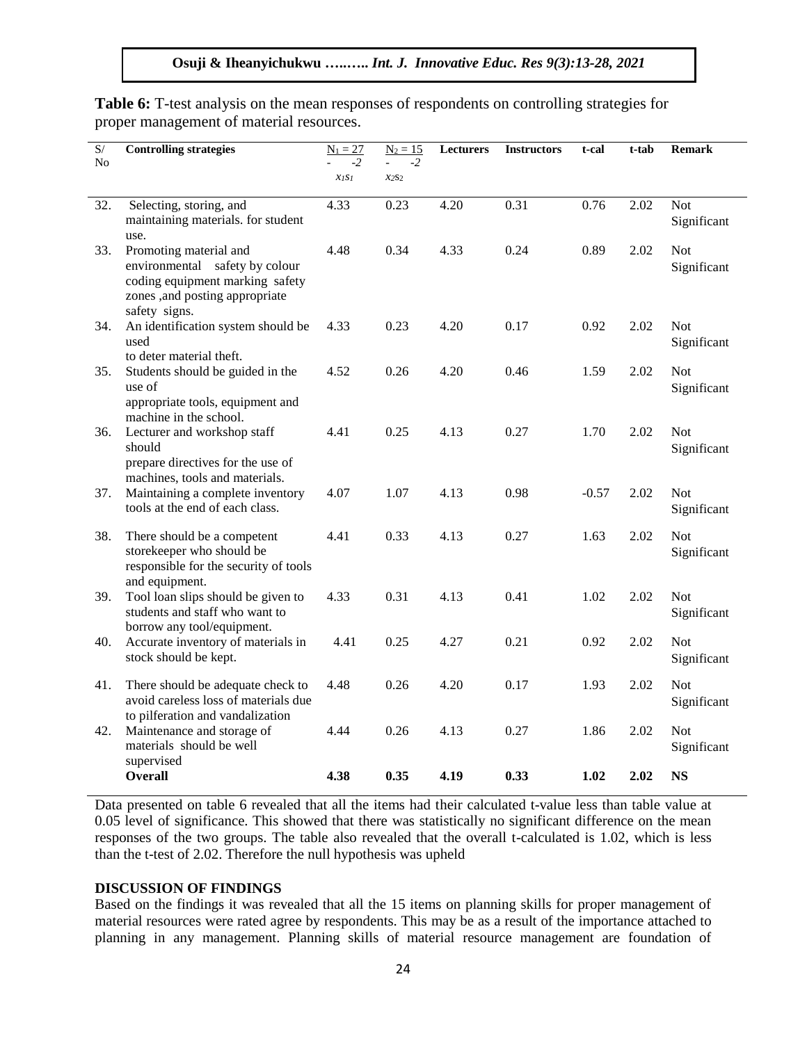**Table 6:** T-test analysis on the mean responses of respondents on controlling strategies for proper management of material resources.

| S/ No | Controlling strategies | $N_1 = 27$ $\bar{x}_1$ | $s_1^2$ | Lecturers | Instructors | t-cal | t-tab | Remark |
|---|---|---|---|---|---|---|---|---|
| | | | $N_2 = 15$ $\bar{x}_2 s_2^2$ | | | | | |
| 32. | Selecting, storing, and maintaining materials. for student use. | 4.33 | 0.23 | 4.20 | 0.31 | 0.76 | 2.02 | Not Significant |
| 33. | Promoting material and environmental safety by colour coding equipment marking safety zones ,and posting appropriate safety signs. | 4.48 | 0.34 | 4.33 | 0.24 | 0.89 | 2.02 | Not Significant |
| 34. | An identification system should be used to deter material theft. | 4.33 | 0.23 | 4.20 | 0.17 | 0.92 | 2.02 | Not Significant |
| 35. | Students should be guided in the use of appropriate tools, equipment and machine in the school. | 4.52 | 0.26 | 4.20 | 0.46 | 1.59 | 2.02 | Not Significant |
| 36. | Lecturer and workshop staff should prepare directives for the use of machines, tools and materials. | 4.41 | 0.25 | 4.13 | 0.27 | 1.70 | 2.02 | Not Significant |
| 37. | Maintaining a complete inventory tools at the end of each class. | 4.07 | 1.07 | 4.13 | 0.98 | -0.57 | 2.02 | Not Significant |
| 38. | There should be a competent storekeeper who should be responsible for the security of tools and equipment. | 4.41 | 0.33 | 4.13 | 0.27 | 1.63 | 2.02 | Not Significant |
| 39. | Tool loan slips should be given to students and staff who want to borrow any tool/equipment. | 4.33 | 0.31 | 4.13 | 0.41 | 1.02 | 2.02 | Not Significant |
| 40. | Accurate inventory of materials in stock should be kept. | 4.41 | 0.25 | 4.27 | 0.21 | 0.92 | 2.02 | Not Significant |
| 41. | There should be adequate check to avoid careless loss of materials due to pilferation and vandalization | 4.48 | 0.26 | 4.20 | 0.17 | 1.93 | 2.02 | Not Significant |
| 42. | Maintenance and storage of materials should be well supervised | 4.44 | 0.26 | 4.13 | 0.27 | 1.86 | 2.02 | Not Significant |
| | **Overall** | **4.38** | **0.35** | **4.19** | **0.33** | **1.02** | **2.02** | **NS** |

Data presented on table 6 revealed that all the items had their calculated t-value less than table value at 0.05 level of significance. This showed that there was statistically no significant difference on the mean responses of the two groups. The table also revealed that the overall t-calculated is 1.02, which is less than the t-test of 2.02. Therefore the null hypothesis was upheld

## DISCUSSION OF FINDINGS

Based on the findings it was revealed that all the 15 items on planning skills for proper management of material resources were rated agree by respondents. This may be as a result of the importance attached to planning in any management. Planning skills of material resource management are foundation of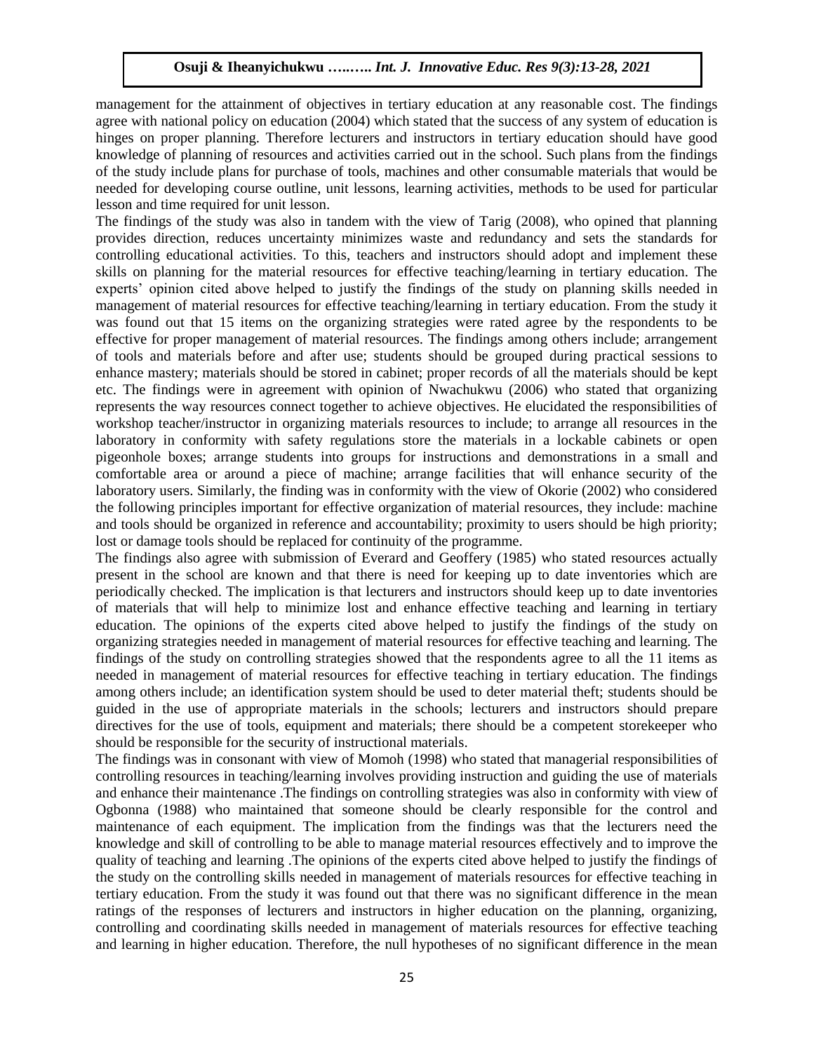management for the attainment of objectives in tertiary education at any reasonable cost. The findings agree with national policy on education (2004) which stated that the success of any system of education is hinges on proper planning. Therefore lecturers and instructors in tertiary education should have good knowledge of planning of resources and activities carried out in the school. Such plans from the findings of the study include plans for purchase of tools, machines and other consumable materials that would be needed for developing course outline, unit lessons, learning activities, methods to be used for particular lesson and time required for unit lesson.

The findings of the study was also in tandem with the view of Tarig (2008), who opined that planning provides direction, reduces uncertainty minimizes waste and redundancy and sets the standards for controlling educational activities. To this, teachers and instructors should adopt and implement these skills on planning for the material resources for effective teaching/learning in tertiary education. The experts' opinion cited above helped to justify the findings of the study on planning skills needed in management of material resources for effective teaching/learning in tertiary education. From the study it was found out that 15 items on the organizing strategies were rated agree by the respondents to be effective for proper management of material resources. The findings among others include; arrangement of tools and materials before and after use; students should be grouped during practical sessions to enhance mastery; materials should be stored in cabinet; proper records of all the materials should be kept etc. The findings were in agreement with opinion of Nwachukwu (2006) who stated that organizing represents the way resources connect together to achieve objectives. He elucidated the responsibilities of workshop teacher/instructor in organizing materials resources to include; to arrange all resources in the laboratory in conformity with safety regulations store the materials in a lockable cabinets or open pigeonhole boxes; arrange students into groups for instructions and demonstrations in a small and comfortable area or around a piece of machine; arrange facilities that will enhance security of the laboratory users. Similarly, the finding was in conformity with the view of Okorie (2002) who considered the following principles important for effective organization of material resources, they include: machine and tools should be organized in reference and accountability; proximity to users should be high priority; lost or damage tools should be replaced for continuity of the programme.

The findings also agree with submission of Everard and Geoffery (1985) who stated resources actually present in the school are known and that there is need for keeping up to date inventories which are periodically checked. The implication is that lecturers and instructors should keep up to date inventories of materials that will help to minimize lost and enhance effective teaching and learning in tertiary education. The opinions of the experts cited above helped to justify the findings of the study on organizing strategies needed in management of material resources for effective teaching and learning. The findings of the study on controlling strategies showed that the respondents agree to all the 11 items as needed in management of material resources for effective teaching in tertiary education. The findings among others include; an identification system should be used to deter material theft; students should be guided in the use of appropriate materials in the schools; lecturers and instructors should prepare directives for the use of tools, equipment and materials; there should be a competent storekeeper who should be responsible for the security of instructional materials.

The findings was in consonant with view of Momoh (1998) who stated that managerial responsibilities of controlling resources in teaching/learning involves providing instruction and guiding the use of materials and enhance their maintenance .The findings on controlling strategies was also in conformity with view of Ogbonna (1988) who maintained that someone should be clearly responsible for the control and maintenance of each equipment. The implication from the findings was that the lecturers need the knowledge and skill of controlling to be able to manage material resources effectively and to improve the quality of teaching and learning .The opinions of the experts cited above helped to justify the findings of the study on the controlling skills needed in management of materials resources for effective teaching in tertiary education. From the study it was found out that there was no significant difference in the mean ratings of the responses of lecturers and instructors in higher education on the planning, organizing, controlling and coordinating skills needed in management of materials resources for effective teaching and learning in higher education. Therefore, the null hypotheses of no significant difference in the mean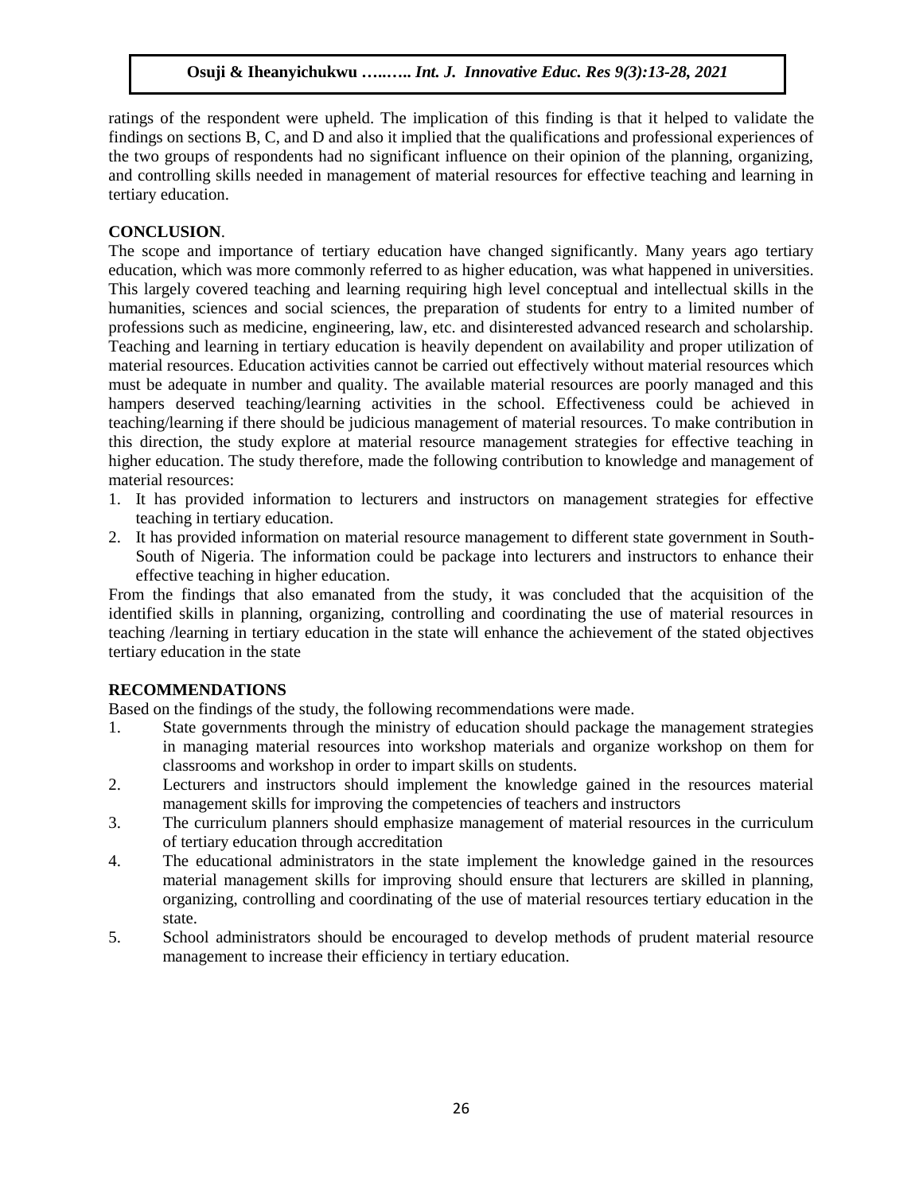ratings of the respondent were upheld. The implication of this finding is that it helped to validate the findings on sections B, C, and D and also it implied that the qualifications and professional experiences of the two groups of respondents had no significant influence on their opinion of the planning, organizing, and controlling skills needed in management of material resources for effective teaching and learning in tertiary education.

## CONCLUSION.

The scope and importance of tertiary education have changed significantly. Many years ago tertiary education, which was more commonly referred to as higher education, was what happened in universities. This largely covered teaching and learning requiring high level conceptual and intellectual skills in the humanities, sciences and social sciences, the preparation of students for entry to a limited number of professions such as medicine, engineering, law, etc. and disinterested advanced research and scholarship. Teaching and learning in tertiary education is heavily dependent on availability and proper utilization of material resources. Education activities cannot be carried out effectively without material resources which must be adequate in number and quality. The available material resources are poorly managed and this hampers deserved teaching/learning activities in the school. Effectiveness could be achieved in teaching/learning if there should be judicious management of material resources. To make contribution in this direction, the study explore at material resource management strategies for effective teaching in higher education. The study therefore, made the following contribution to knowledge and management of material resources:

1. It has provided information to lecturers and instructors on management strategies for effective teaching in tertiary education.
2. It has provided information on material resource management to different state government in South-South of Nigeria. The information could be package into lecturers and instructors to enhance their effective teaching in higher education.

From the findings that also emanated from the study, it was concluded that the acquisition of the identified skills in planning, organizing, controlling and coordinating the use of material resources in teaching /learning in tertiary education in the state will enhance the achievement of the stated objectives tertiary education in the state

## RECOMMENDATIONS

Based on the findings of the study, the following recommendations were made.

1. State governments through the ministry of education should package the management strategies in managing material resources into workshop materials and organize workshop on them for classrooms and workshop in order to impart skills on students.
2. Lecturers and instructors should implement the knowledge gained in the resources material management skills for improving the competencies of teachers and instructors
3. The curriculum planners should emphasize management of material resources in the curriculum of tertiary education through accreditation
4. The educational administrators in the state implement the knowledge gained in the resources material management skills for improving should ensure that lecturers are skilled in planning, organizing, controlling and coordinating of the use of material resources tertiary education in the state.
5. School administrators should be encouraged to develop methods of prudent material resource management to increase their efficiency in tertiary education.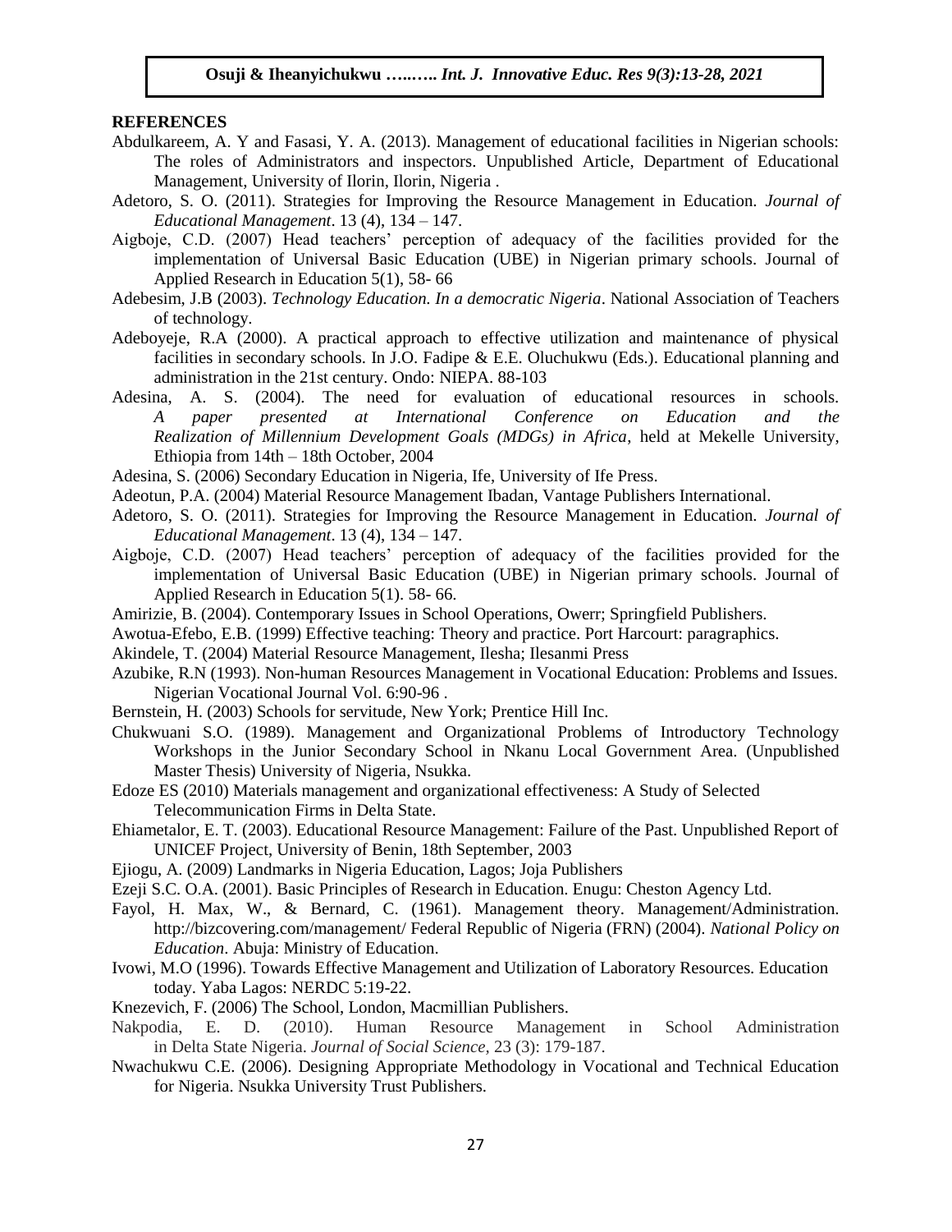## REFERENCES

Abdulkareem, A. Y and Fasasi, Y. A. (2013). Management of educational facilities in Nigerian schools: The roles of Administrators and inspectors. Unpublished Article, Department of Educational Management, University of Ilorin, Ilorin, Nigeria .

Adetoro, S. O. (2011). Strategies for Improving the Resource Management in Education. *Journal of Educational Management*. 13 (4), 134 – 147.

Aigboje, C.D. (2007) Head teachers' perception of adequacy of the facilities provided for the implementation of Universal Basic Education (UBE) in Nigerian primary schools. Journal of Applied Research in Education 5(1), 58- 66

Adebesim, J.B (2003). *Technology Education. In a democratic Nigeria*. National Association of Teachers of technology.

Adeboyeje, R.A (2000). A practical approach to effective utilization and maintenance of physical facilities in secondary schools. In J.O. Fadipe & E.E. Oluchukwu (Eds.). Educational planning and administration in the 21st century. Ondo: NIEPA. 88-103

Adesina, A. S. (2004). The need for evaluation of educational resources in schools. *A paper presented at International Conference on Education and the Realization of Millennium Development Goals (MDGs) in Africa*, held at Mekelle University, Ethiopia from 14th – 18th October, 2004

Adesina, S. (2006) Secondary Education in Nigeria, Ife, University of Ife Press.

Adeotun, P.A. (2004) Material Resource Management Ibadan, Vantage Publishers International.

Adetoro, S. O. (2011). Strategies for Improving the Resource Management in Education. *Journal of Educational Management*. 13 (4), 134 – 147.

Aigboje, C.D. (2007) Head teachers' perception of adequacy of the facilities provided for the implementation of Universal Basic Education (UBE) in Nigerian primary schools. Journal of Applied Research in Education 5(1). 58- 66.

Amirizie, B. (2004). Contemporary Issues in School Operations, Owerr; Springfield Publishers.

Awotua-Efebo, E.B. (1999) Effective teaching: Theory and practice. Port Harcourt: paragraphics.

Akindele, T. (2004) Material Resource Management, Ilesha; Ilesanmi Press

Azubike, R.N (1993). Non-human Resources Management in Vocational Education: Problems and Issues. Nigerian Vocational Journal Vol. 6:90-96 .

Bernstein, H. (2003) Schools for servitude, New York; Prentice Hill Inc.

Chukwuani S.O. (1989). Management and Organizational Problems of Introductory Technology Workshops in the Junior Secondary School in Nkanu Local Government Area. (Unpublished Master Thesis) University of Nigeria, Nsukka.

Edoze ES (2010) Materials management and organizational effectiveness: A Study of Selected Telecommunication Firms in Delta State.

Ehiametalor, E. T. (2003). Educational Resource Management: Failure of the Past. Unpublished Report of UNICEF Project, University of Benin, 18th September, 2003

Ejiogu, A. (2009) Landmarks in Nigeria Education, Lagos; Joja Publishers

Ezeji S.C. O.A. (2001). Basic Principles of Research in Education. Enugu: Cheston Agency Ltd.

Fayol, H. Max, W., & Bernard, C. (1961). Management theory. Management/Administration. http://bizcovering.com/management/ Federal Republic of Nigeria (FRN) (2004). *National Policy on Education*. Abuja: Ministry of Education.

Ivowi, M.O (1996). Towards Effective Management and Utilization of Laboratory Resources. Education today. Yaba Lagos: NERDC 5:19-22.

Knezevich, F. (2006) The School, London, Macmillian Publishers.

Nakpodia, E. D. (2010). Human Resource Management in School Administration in Delta State Nigeria. *Journal of Social Science*, 23 (3): 179-187.

Nwachukwu C.E. (2006). Designing Appropriate Methodology in Vocational and Technical Education for Nigeria. Nsukka University Trust Publishers.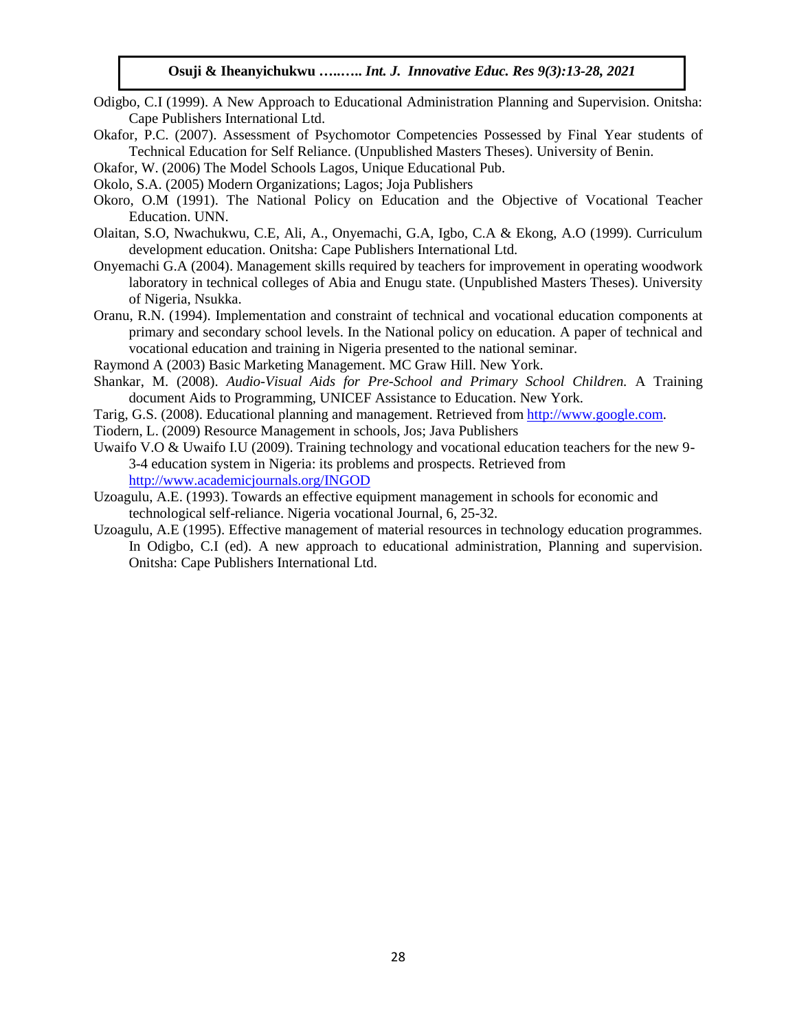Odigbo, C.I (1999). A New Approach to Educational Administration Planning and Supervision. Onitsha: Cape Publishers International Ltd.

Okafor, P.C. (2007). Assessment of Psychomotor Competencies Possessed by Final Year students of Technical Education for Self Reliance. (Unpublished Masters Theses). University of Benin.

Okafor, W. (2006) The Model Schools Lagos, Unique Educational Pub.

Okolo, S.A. (2005) Modern Organizations; Lagos; Joja Publishers

Okoro, O.M (1991). The National Policy on Education and the Objective of Vocational Teacher Education. UNN.

Olaitan, S.O, Nwachukwu, C.E, Ali, A., Onyemachi, G.A, Igbo, C.A & Ekong, A.O (1999). Curriculum development education. Onitsha: Cape Publishers International Ltd.

Onyemachi G.A (2004). Management skills required by teachers for improvement in operating woodwork laboratory in technical colleges of Abia and Enugu state. (Unpublished Masters Theses). University of Nigeria, Nsukka.

Oranu, R.N. (1994). Implementation and constraint of technical and vocational education components at primary and secondary school levels. In the National policy on education. A paper of technical and vocational education and training in Nigeria presented to the national seminar.

Raymond A (2003) Basic Marketing Management. MC Graw Hill. New York.

Shankar, M. (2008). *Audio-Visual Aids for Pre-School and Primary School Children.* A Training document Aids to Programming, UNICEF Assistance to Education. New York.

Tarig, G.S. (2008). Educational planning and management. Retrieved from http://www.google.com.

Tiodern, L. (2009) Resource Management in schools, Jos; Java Publishers

Uwaifo V.O & Uwaifo I.U (2009). Training technology and vocational education teachers for the new 9-3-4 education system in Nigeria: its problems and prospects. Retrieved from http://www.academicjournals.org/INGOD

Uzoagulu, A.E. (1993). Towards an effective equipment management in schools for economic and technological self-reliance. Nigeria vocational Journal, 6, 25-32.

Uzoagulu, A.E (1995). Effective management of material resources in technology education programmes. In Odigbo, C.I (ed). A new approach to educational administration, Planning and supervision. Onitsha: Cape Publishers International Ltd.